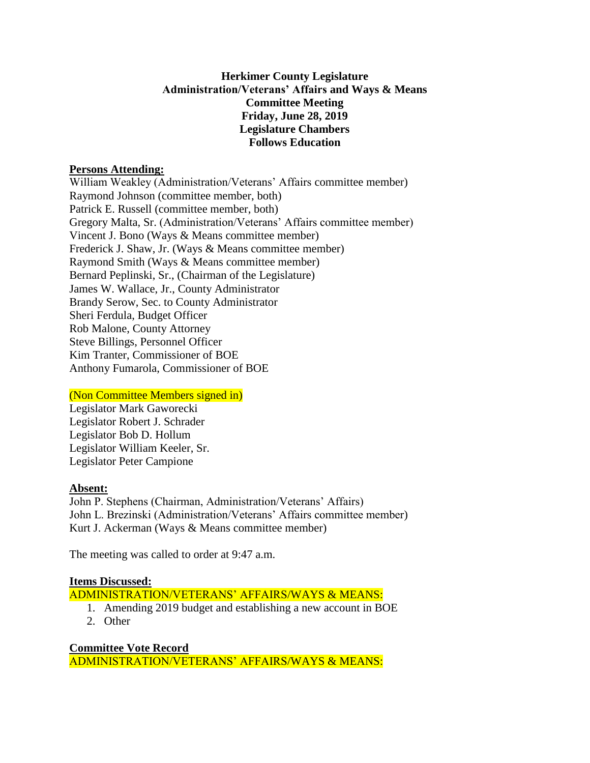**Herkimer County Legislature**
**Administration/Veterans' Affairs and Ways & Means**
**Committee Meeting**
**Friday, June 28, 2019**
**Legislature Chambers**
**Follows Education**

**Persons Attending:**

William Weakley (Administration/Veterans' Affairs committee member)
Raymond Johnson (committee member, both)
Patrick E. Russell (committee member, both)
Gregory Malta, Sr. (Administration/Veterans' Affairs committee member)
Vincent J. Bono (Ways & Means committee member)
Frederick J. Shaw, Jr. (Ways & Means committee member)
Raymond Smith (Ways & Means committee member)
Bernard Peplinski, Sr., (Chairman of the Legislature)
James W. Wallace, Jr., County Administrator
Brandy Serow, Sec. to County Administrator
Sheri Ferdula, Budget Officer
Rob Malone, County Attorney
Steve Billings, Personnel Officer
Kim Tranter, Commissioner of BOE
Anthony Fumarola, Commissioner of BOE

(Non Committee Members signed in)

Legislator Mark Gaworecki
Legislator Robert J. Schrader
Legislator Bob D. Hollum
Legislator William Keeler, Sr.
Legislator Peter Campione

**Absent:**

John P. Stephens (Chairman, Administration/Veterans' Affairs)
John L. Brezinski (Administration/Veterans' Affairs committee member)
Kurt J. Ackerman (Ways & Means committee member)

The meeting was called to order at 9:47 a.m.

**Items Discussed:**

ADMINISTRATION/VETERANS' AFFAIRS/WAYS & MEANS:

1. Amending 2019 budget and establishing a new account in BOE
2. Other

**Committee Vote Record**

ADMINISTRATION/VETERANS' AFFAIRS/WAYS & MEANS: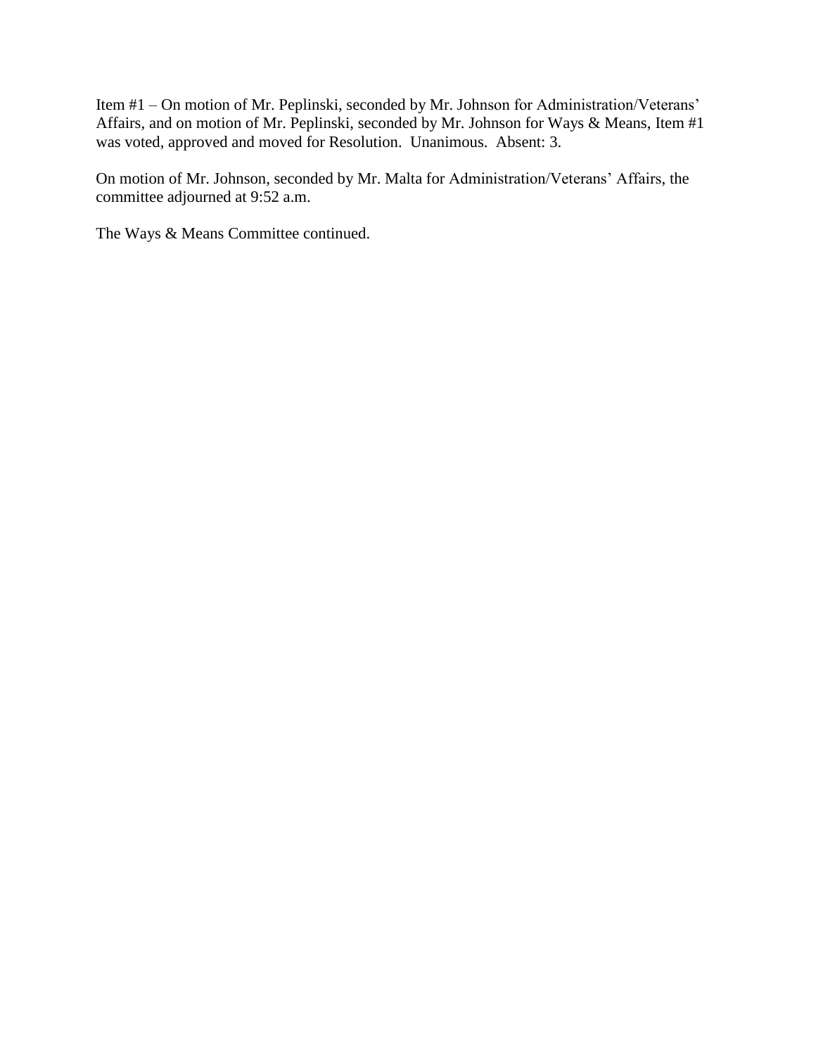Item #1 – On motion of Mr. Peplinski, seconded by Mr. Johnson for Administration/Veterans' Affairs, and on motion of Mr. Peplinski, seconded by Mr. Johnson for Ways & Means, Item #1 was voted, approved and moved for Resolution. Unanimous. Absent: 3.

On motion of Mr. Johnson, seconded by Mr. Malta for Administration/Veterans' Affairs, the committee adjourned at 9:52 a.m.

The Ways & Means Committee continued.